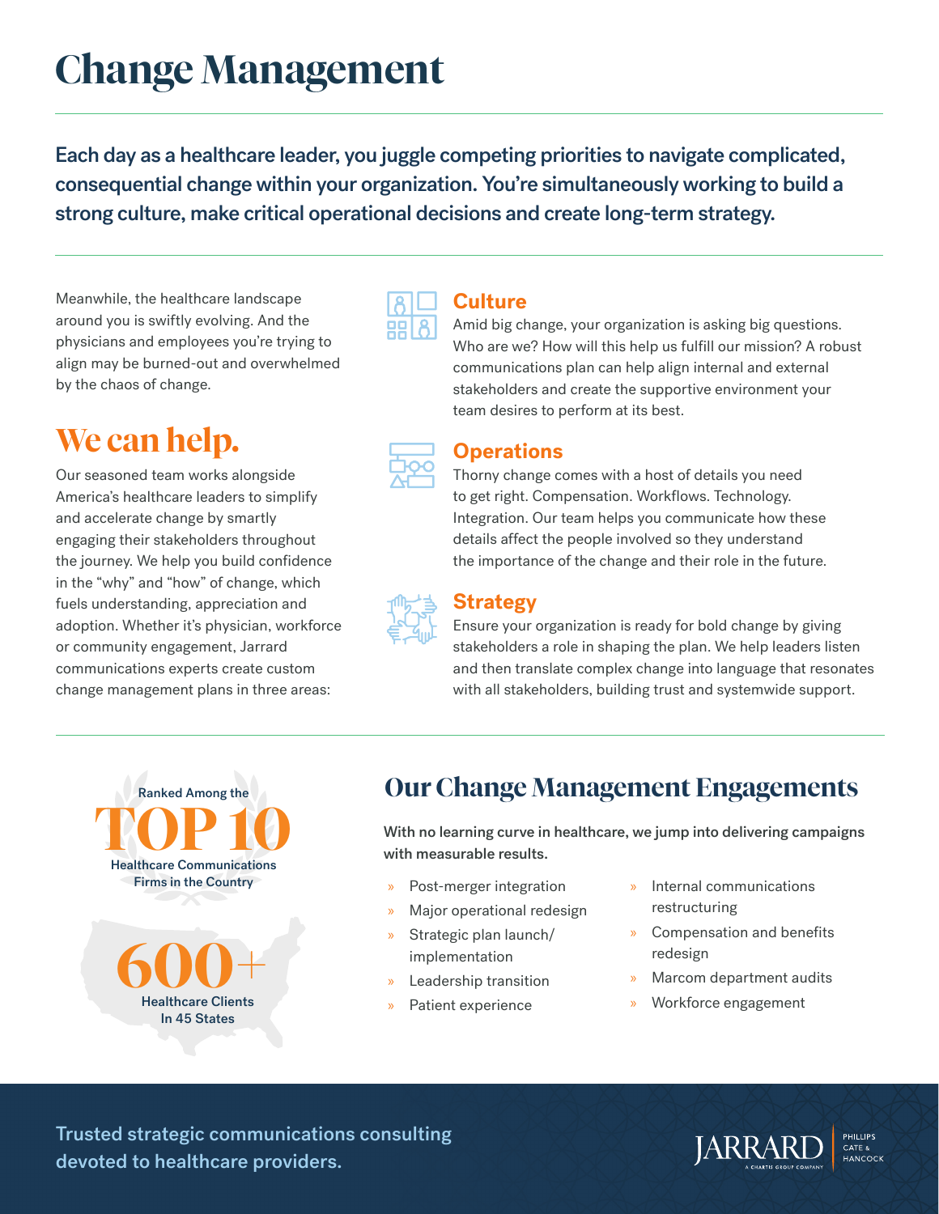# Change Management

**Each day as a healthcare leader, you juggle competing priorities to navigate complicated, consequential change within your organization. You're simultaneously working to build a strong culture, make critical operational decisions and create long-term strategy.**

Meanwhile, the healthcare landscape around you is swiftly evolving. And the physicians and employees you're trying to align may be burned-out and overwhelmed by the chaos of change.

## We can help.

Our seasoned team works alongside America's healthcare leaders to simplify and accelerate change by smartly engaging their stakeholders throughout the journey. We help you build confidence in the "why" and "how" of change, which fuels understanding, appreciation and adoption. Whether it's physician, workforce or community engagement, Jarrard communications experts create custom change management plans in three areas:

### Culture

Amid big change, your organization is asking big questions. Who are we? How will this help us fulfill our mission? A robust communications plan can help align internal and external stakeholders and create the supportive environment your team desires to perform at its best.

### Operations

Thorny change comes with a host of details you need to get right. Compensation. Workflows. Technology. Integration. Our team helps you communicate how these details affect the people involved so they understand the importance of the change and their role in the future.

### Strategy

Ensure your organization is ready for bold change by giving stakeholders a role in shaping the plan. We help leaders listen and then translate complex change into language that resonates with all stakeholders, building trust and systemwide support.

Ranked Among the **TOP 10** Healthcare Communications Firms in the Country

**600+** Healthcare Clients In 45 States

## Our Change Management Engagements

**With no learning curve in healthcare, we jump into delivering campaigns with measurable results.**

- Post-merger integration
- Major operational redesign
- Strategic plan launch/implementation
- Leadership transition
- Patient experience
- Internal communications restructuring
- Compensation and benefits redesign
- Marcom department audits
- Workforce engagement

Trusted strategic communications consulting devoted to healthcare providers.

JARRARD | PHILLIPS CATE & HANCOCK — A CHARTIS GROUP COMPANY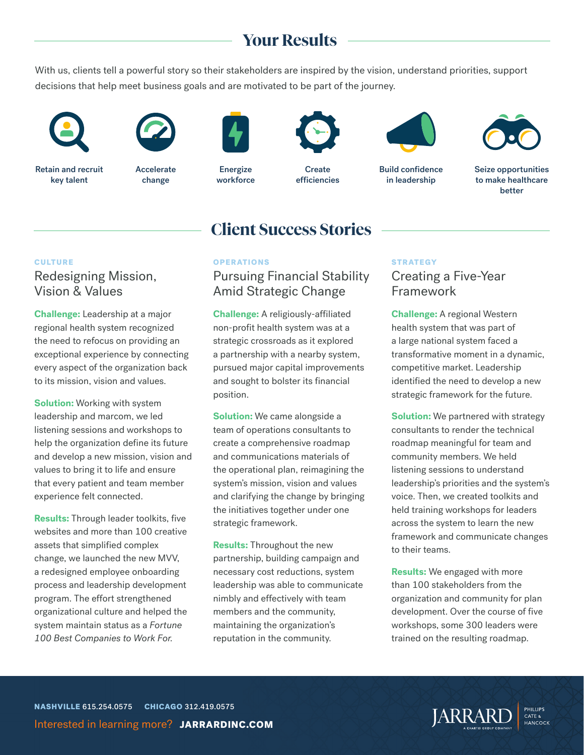# Your Results

With us, clients tell a powerful story so their stakeholders are inspired by the vision, understand priorities, support decisions that help meet business goals and are motivated to be part of the journey.

- Retain and recruit key talent
- Accelerate change
- Energize workforce
- Create efficiencies
- Build confidence in leadership
- Seize opportunities to make healthcare better

# Client Success Stories

CULTURE

## Redesigning Mission, Vision & Values

**Challenge:** Leadership at a major regional health system recognized the need to refocus on providing an exceptional experience by connecting every aspect of the organization back to its mission, vision and values.

**Solution:** Working with system leadership and marcom, we led listening sessions and workshops to help the organization define its future and develop a new mission, vision and values to bring it to life and ensure that every patient and team member experience felt connected.

**Results:** Through leader toolkits, five websites and more than 100 creative assets that simplified complex change, we launched the new MVV, a redesigned employee onboarding process and leadership development program. The effort strengthened organizational culture and helped the system maintain status as a *Fortune 100 Best Companies to Work For.*

OPERATIONS

## Pursuing Financial Stability Amid Strategic Change

**Challenge:** A religiously-affiliated non-profit health system was at a strategic crossroads as it explored a partnership with a nearby system, pursued major capital improvements and sought to bolster its financial position.

**Solution:** We came alongside a team of operations consultants to create a comprehensive roadmap and communications materials of the operational plan, reimagining the system's mission, vision and values and clarifying the change by bringing the initiatives together under one strategic framework.

**Results:** Throughout the new partnership, building campaign and necessary cost reductions, system leadership was able to communicate nimbly and effectively with team members and the community, maintaining the organization's reputation in the community.

STRATEGY

## Creating a Five-Year Framework

**Challenge:** A regional Western health system that was part of a large national system faced a transformative moment in a dynamic, competitive market. Leadership identified the need to develop a new strategic framework for the future.

**Solution:** We partnered with strategy consultants to render the technical roadmap meaningful for team and community members. We held listening sessions to understand leadership's priorities and the system's voice. Then, we created toolkits and held training workshops for leaders across the system to learn the new framework and communicate changes to their teams.

**Results:** We engaged with more than 100 stakeholders from the organization and community for plan development. Over the course of five workshops, some 300 leaders were trained on the resulting roadmap.

**NASHVILLE** 615.254.0575 **CHICAGO** 312.419.0575

Interested in learning more? **JARRARDINC.COM**

JARRARD — A CHARTIS GROUP COMPANY | PHILLIPS CATE & HANCOCK